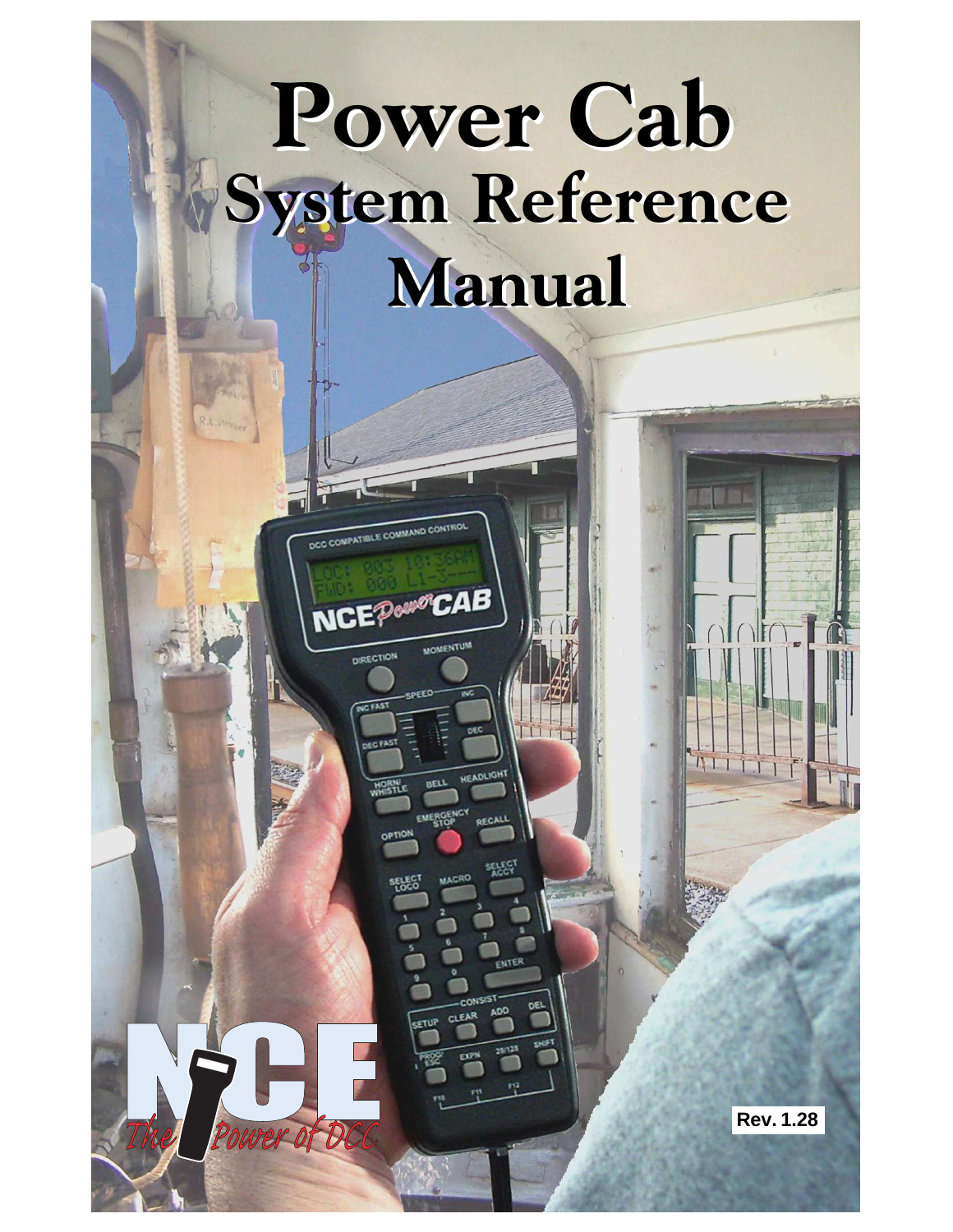# Power Cab

## System Reference Manual

Rev. 1.28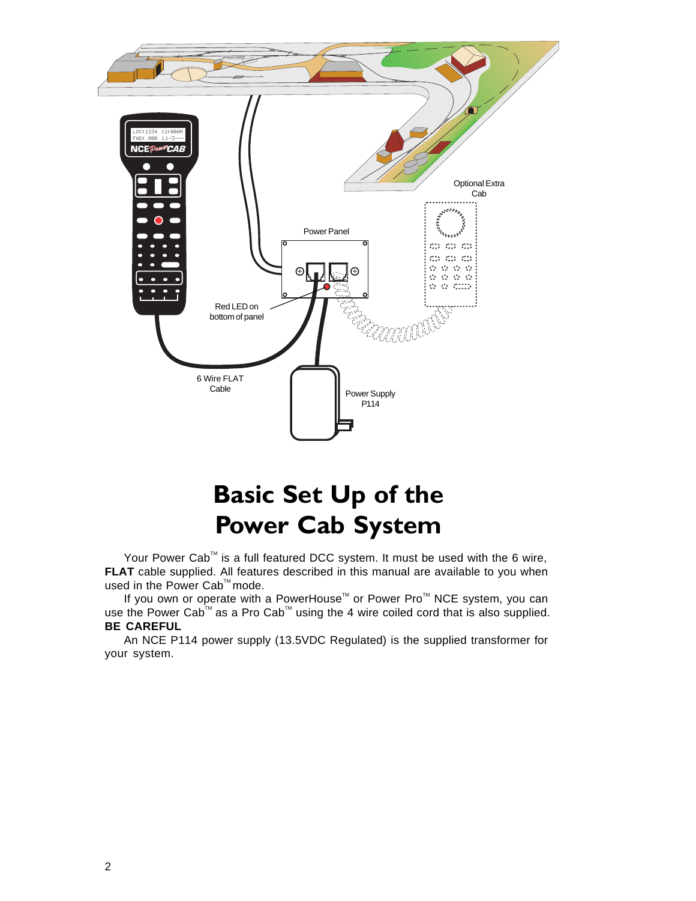# Basic Set Up of the Power Cab System

Your Power Cab™ is a full featured DCC system. It must be used with the 6 wire, **FLAT** cable supplied. All features described in this manual are available to you when used in the Power Cab™ mode.

If you own or operate with a PowerHouse™ or Power Pro™ NCE system, you can use the Power Cab™ as a Pro Cab™ using the 4 wire coiled cord that is also supplied.

**BE CAREFUL**

An NCE P114 power supply (13.5VDC Regulated) is the supplied transformer for your system.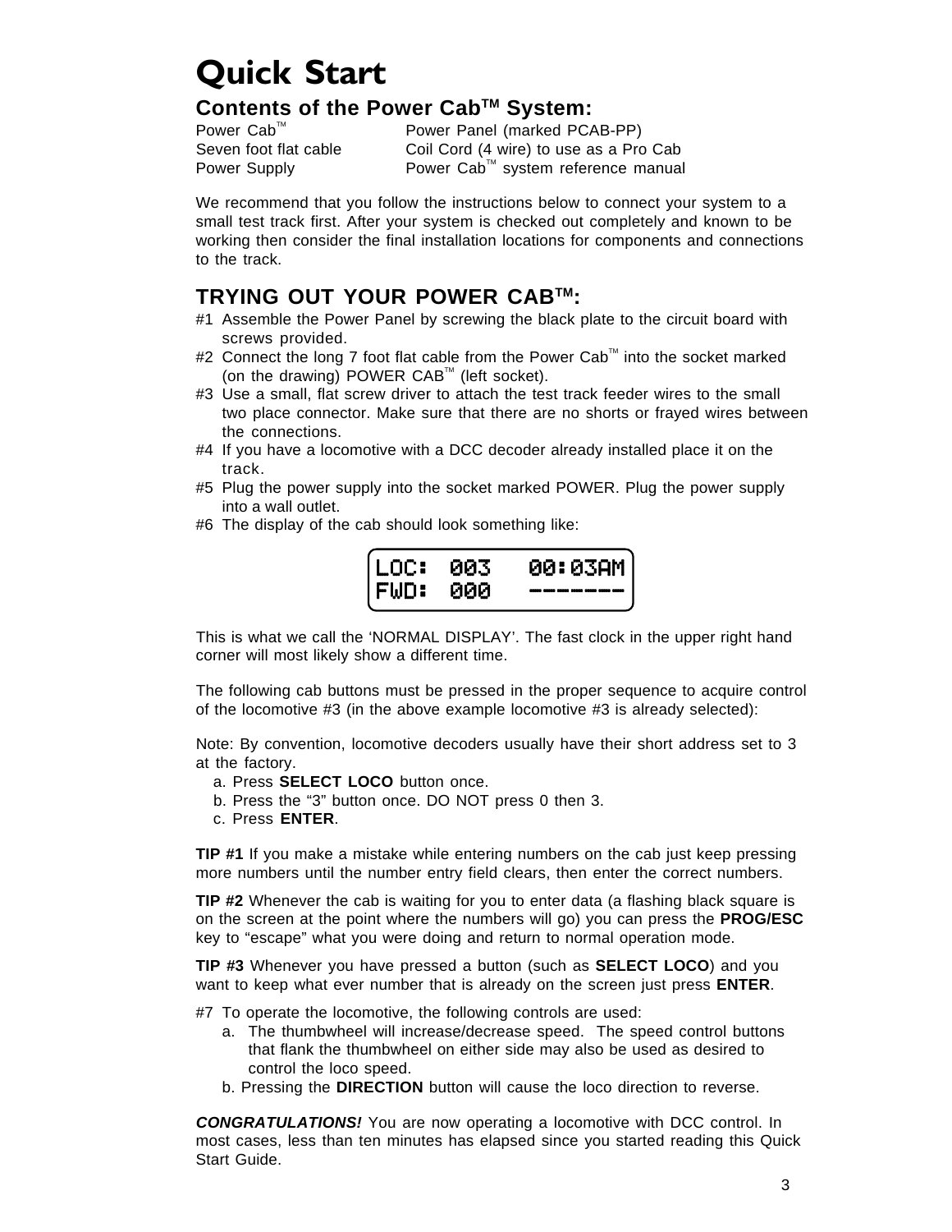# Quick Start

## Contents of the Power Cab™ System:

| | |
|---|---|
| Power Cab™ | Power Panel (marked PCAB-PP) |
| Seven foot flat cable | Coil Cord (4 wire) to use as a Pro Cab |
| Power Supply | Power Cab™ system reference manual |

We recommend that you follow the instructions below to connect your system to a small test track first. After your system is checked out completely and known to be working then consider the final installation locations for components and connections to the track.

## TRYING OUT YOUR POWER CAB™:

#1 Assemble the Power Panel by screwing the black plate to the circuit board with screws provided.

#2 Connect the long 7 foot flat cable from the Power Cab™ into the socket marked (on the drawing) POWER CAB™ (left socket).

#3 Use a small, flat screw driver to attach the test track feeder wires to the small two place connector. Make sure that there are no shorts or frayed wires between the connections.

#4 If you have a locomotive with a DCC decoder already installed place it on the track.

#5 Plug the power supply into the socket marked POWER. Plug the power supply into a wall outlet.

#6 The display of the cab should look something like:

```
LOC: 003   00:03AM
FWD: 000   -------
```

This is what we call the 'NORMAL DISPLAY'. The fast clock in the upper right hand corner will most likely show a different time.

The following cab buttons must be pressed in the proper sequence to acquire control of the locomotive #3 (in the above example locomotive #3 is already selected):

Note: By convention, locomotive decoders usually have their short address set to 3 at the factory.

a. Press **SELECT LOCO** button once.
b. Press the "3" button once. DO NOT press 0 then 3.
c. Press **ENTER**.

**TIP #1** If you make a mistake while entering numbers on the cab just keep pressing more numbers until the number entry field clears, then enter the correct numbers.

**TIP #2** Whenever the cab is waiting for you to enter data (a flashing black square is on the screen at the point where the numbers will go) you can press the **PROG/ESC** key to "escape" what you were doing and return to normal operation mode.

**TIP #3** Whenever you have pressed a button (such as **SELECT LOCO**) and you want to keep what ever number that is already on the screen just press **ENTER**.

#7 To operate the locomotive, the following controls are used:

a. The thumbwheel will increase/decrease speed. The speed control buttons that flank the thumbwheel on either side may also be used as desired to control the loco speed.
b. Pressing the **DIRECTION** button will cause the loco direction to reverse.

***CONGRATULATIONS!*** You are now operating a locomotive with DCC control. In most cases, less than ten minutes has elapsed since you started reading this Quick Start Guide.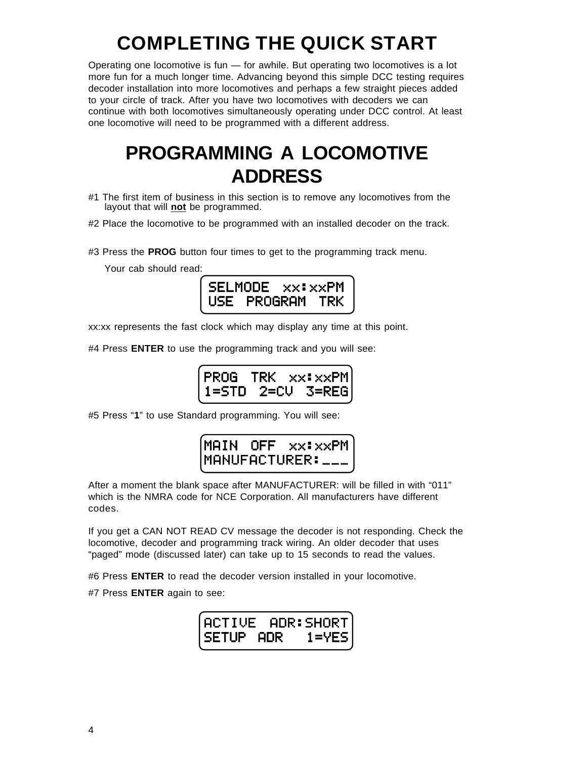# COMPLETING THE QUICK START

Operating one locomotive is fun — for awhile. But operating two locomotives is a lot more fun for a much longer time. Advancing beyond this simple DCC testing requires decoder installation into more locomotives and perhaps a few straight pieces added to your circle of track. After you have two locomotives with decoders we can continue with both locomotives simultaneously operating under DCC control. At least one locomotive will need to be programmed with a different address.

# PROGRAMMING A LOCOMOTIVE ADDRESS

#1 The first item of business in this section is to remove any locomotives from the layout that will **not** be programmed.

#2 Place the locomotive to be programmed with an installed decoder on the track.

#3 Press the **PROG** button four times to get to the programming track menu.

Your cab should read:

```
SELMODE  xx:xxPM
USE  PROGRAM  TRK
```

xx:xx represents the fast clock which may display any time at this point.

#4 Press **ENTER** to use the programming track and you will see:

```
PROG  TRK  xx:xxPM
1=STD  2=CV  3=REG
```

#5 Press "**1**" to use Standard programming. You will see:

```
MAIN  OFF  xx:xxPM
MANUFACTURER:___
```

After a moment the blank space after MANUFACTURER: will be filled in with "011" which is the NMRA code for NCE Corporation. All manufacturers have different codes.

If you get a CAN NOT READ CV message the decoder is not responding. Check the locomotive, decoder and programming track wiring. An older decoder that uses "paged" mode (discussed later) can take up to 15 seconds to read the values.

#6 Press **ENTER** to read the decoder version installed in your locomotive.

#7 Press **ENTER** again to see:

```
ACTIVE  ADR:SHORT
SETUP  ADR   1=YES
```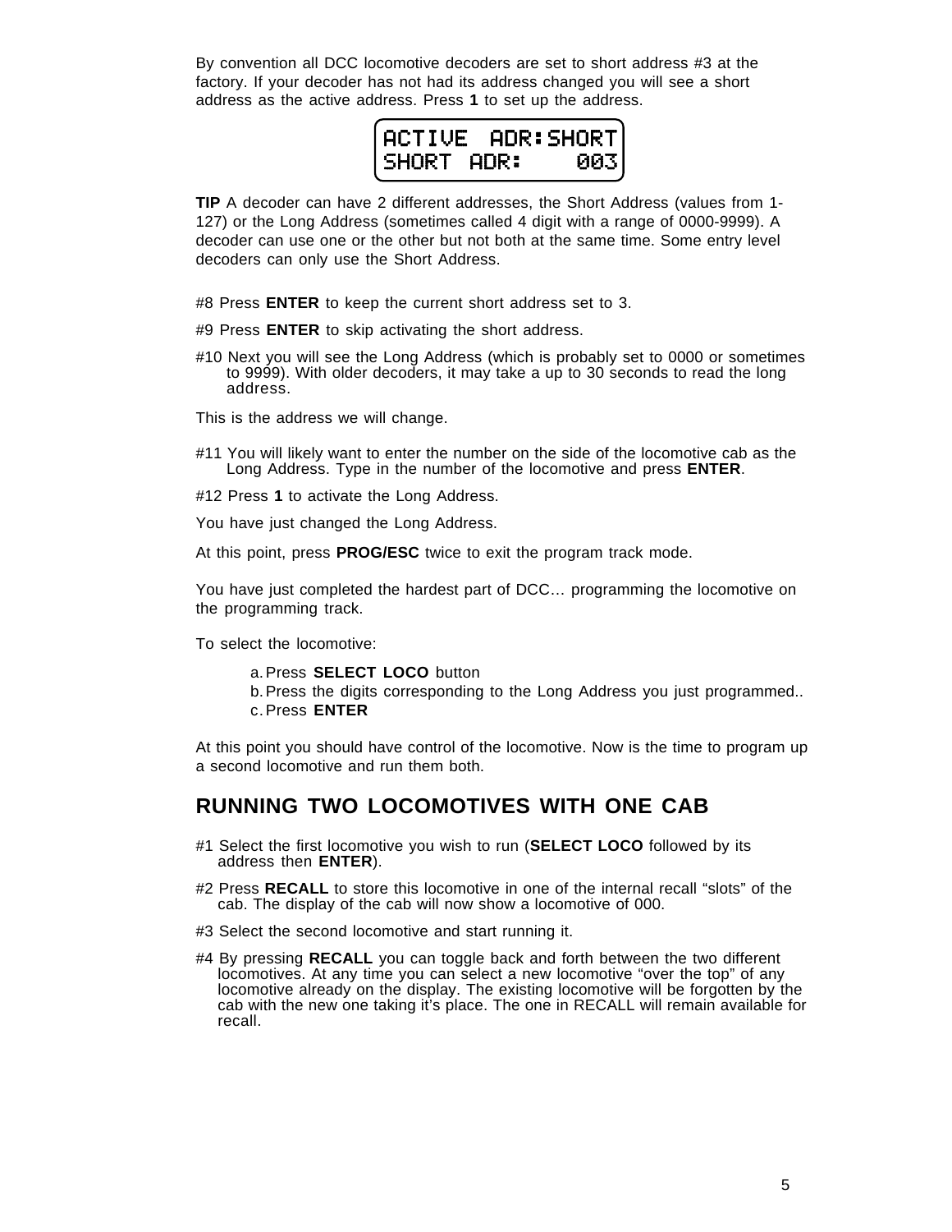By convention all DCC locomotive decoders are set to short address #3 at the factory. If your decoder has not had its address changed you will see a short address as the active address. Press **1** to set up the address.

```
ACTIVE  ADR:SHORT
SHORT ADR:    003
```

**TIP** A decoder can have 2 different addresses, the Short Address (values from 1-127) or the Long Address (sometimes called 4 digit with a range of 0000-9999). A decoder can use one or the other but not both at the same time. Some entry level decoders can only use the Short Address.

#8 Press **ENTER** to keep the current short address set to 3.

#9 Press **ENTER** to skip activating the short address.

#10 Next you will see the Long Address (which is probably set to 0000 or sometimes to 9999). With older decoders, it may take a up to 30 seconds to read the long address.

This is the address we will change.

#11 You will likely want to enter the number on the side of the locomotive cab as the Long Address. Type in the number of the locomotive and press **ENTER**.

#12 Press **1** to activate the Long Address.

You have just changed the Long Address.

At this point, press **PROG/ESC** twice to exit the program track mode.

You have just completed the hardest part of DCC… programming the locomotive on the programming track.

To select the locomotive:

a. Press **SELECT LOCO** button
b. Press the digits corresponding to the Long Address you just programmed..
c. Press **ENTER**

At this point you should have control of the locomotive. Now is the time to program up a second locomotive and run them both.

## RUNNING TWO LOCOMOTIVES WITH ONE CAB

#1 Select the first locomotive you wish to run (**SELECT LOCO** followed by its address then **ENTER**).

#2 Press **RECALL** to store this locomotive in one of the internal recall "slots" of the cab. The display of the cab will now show a locomotive of 000.

#3 Select the second locomotive and start running it.

#4 By pressing **RECALL** you can toggle back and forth between the two different locomotives. At any time you can select a new locomotive "over the top" of any locomotive already on the display. The existing locomotive will be forgotten by the cab with the new one taking it's place. The one in RECALL will remain available for recall.